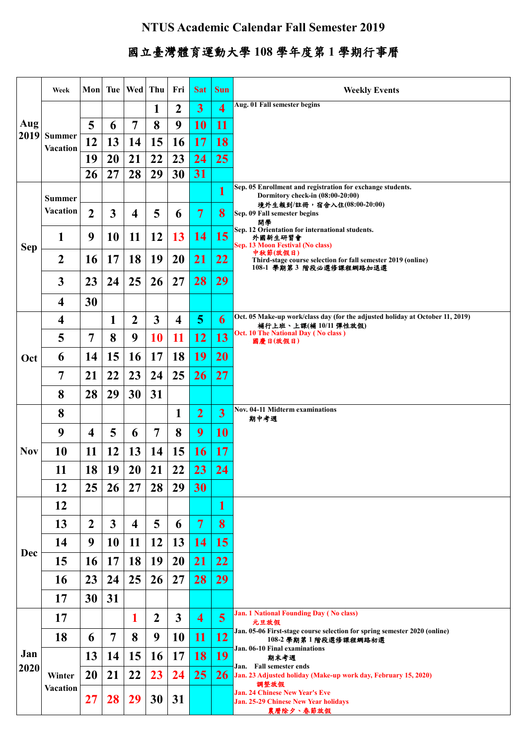# NTUS Academic Calendar Fall Semester 2019

# 國立臺灣體育運動大學 108 學年度第 1 學期行事曆

| | Week | Mon | Tue | Wed | Thu | Fri | Sat | Sun | Weekly Events |
|---|---|---|---|---|---|---|---|---|---|
| Aug 2019 | Summer Vacation | | | | 1 | 2 | 3 | 4 | Aug. 01 Fall semester begins |
| | | 5 | 6 | 7 | 8 | 9 | 10 | 11 | |
| | | 12 | 13 | 14 | 15 | 16 | 17 | 18 | |
| | | 19 | 20 | 21 | 22 | 23 | 24 | 25 | |
| | | 26 | 27 | 28 | 29 | 30 | 31 | | |
| Sep | Summer Vacation | | | | | | | 1 | Sep. 05 Enrollment and registration for exchange students. Dormitory check-in (08:00-20:00) 境外生報到/註冊，宿舍入住(08:00-20:00) |
| | | 2 | 3 | 4 | 5 | 6 | 7 | 8 | Sep. 09 Fall semester begins 開學 |
| | 1 | 9 | 10 | 11 | 12 | 13 | 14 | 15 | Sep. 12 Orientation for international students. 外國新生研習會 |
| | 2 | 16 | 17 | 18 | 19 | 20 | 21 | 22 | Sep. 13 Moon Festival (No class) 中秋節(放假日) |
| | 3 | 23 | 24 | 25 | 26 | 27 | 28 | 29 | Third-stage course selection for fall semester 2019 (online) 108-1 學期第 3 階段必選修課程網路加退選 |
| | 4 | 30 | | | | | | | |
| Oct | 4 | | 1 | 2 | 3 | 4 | 5 | 6 | Oct. 05 Make-up work/class day (for the adjusted holiday at October 11, 2019) 補行上班、上課(補 10/11 彈性放假) |
| | 5 | 7 | 8 | 9 | 10 | 11 | 12 | 13 | Oct. 10 The National Day ( No class ) 國慶日(放假日) |
| | 6 | 14 | 15 | 16 | 17 | 18 | 19 | 20 | |
| | 7 | 21 | 22 | 23 | 24 | 25 | 26 | 27 | |
| | 8 | 28 | 29 | 30 | 31 | | | | |
| Nov | 8 | | | | | 1 | 2 | 3 | Nov. 04-11 Midterm examinations 期中考週 |
| | 9 | 4 | 5 | 6 | 7 | 8 | 9 | 10 | |
| | 10 | 11 | 12 | 13 | 14 | 15 | 16 | 17 | |
| | 11 | 18 | 19 | 20 | 21 | 22 | 23 | 24 | |
| | 12 | 25 | 26 | 27 | 28 | 29 | 30 | | |
| Dec | 12 | | | | | | | 1 | |
| | 13 | 2 | 3 | 4 | 5 | 6 | 7 | 8 | |
| | 14 | 9 | 10 | 11 | 12 | 13 | 14 | 15 | |
| | 15 | 16 | 17 | 18 | 19 | 20 | 21 | 22 | |
| | 16 | 23 | 24 | 25 | 26 | 27 | 28 | 29 | |
| | 17 | 30 | 31 | | | | | | |
| Jan 2020 | 17 | | | 1 | 2 | 3 | 4 | 5 | Jan. 1 National Founding Day ( No class) 元旦放假 |
| | 18 | 6 | 7 | 8 | 9 | 10 | 11 | 12 | Jan. 05-06 First-stage course selection for spring semester 2020 (online) 108-2 學期第 1 階段選修課程網路初選 |
| | Winter Vacation | 13 | 14 | 15 | 16 | 17 | 18 | 19 | Jan. 06-10 Final examinations 期末考週 |
| | | 20 | 21 | 22 | 23 | 24 | 25 | 26 | Jan. Fall semester ends; Jan. 23 Adjusted holiday (Make-up work day, February 15, 2020) 調整放假 |
| | | 27 | 28 | 29 | 30 | 31 | | | Jan. 24 Chinese New Year's Eve; Jan. 25-29 Chinese New Year holidays 農曆除夕、春節放假 |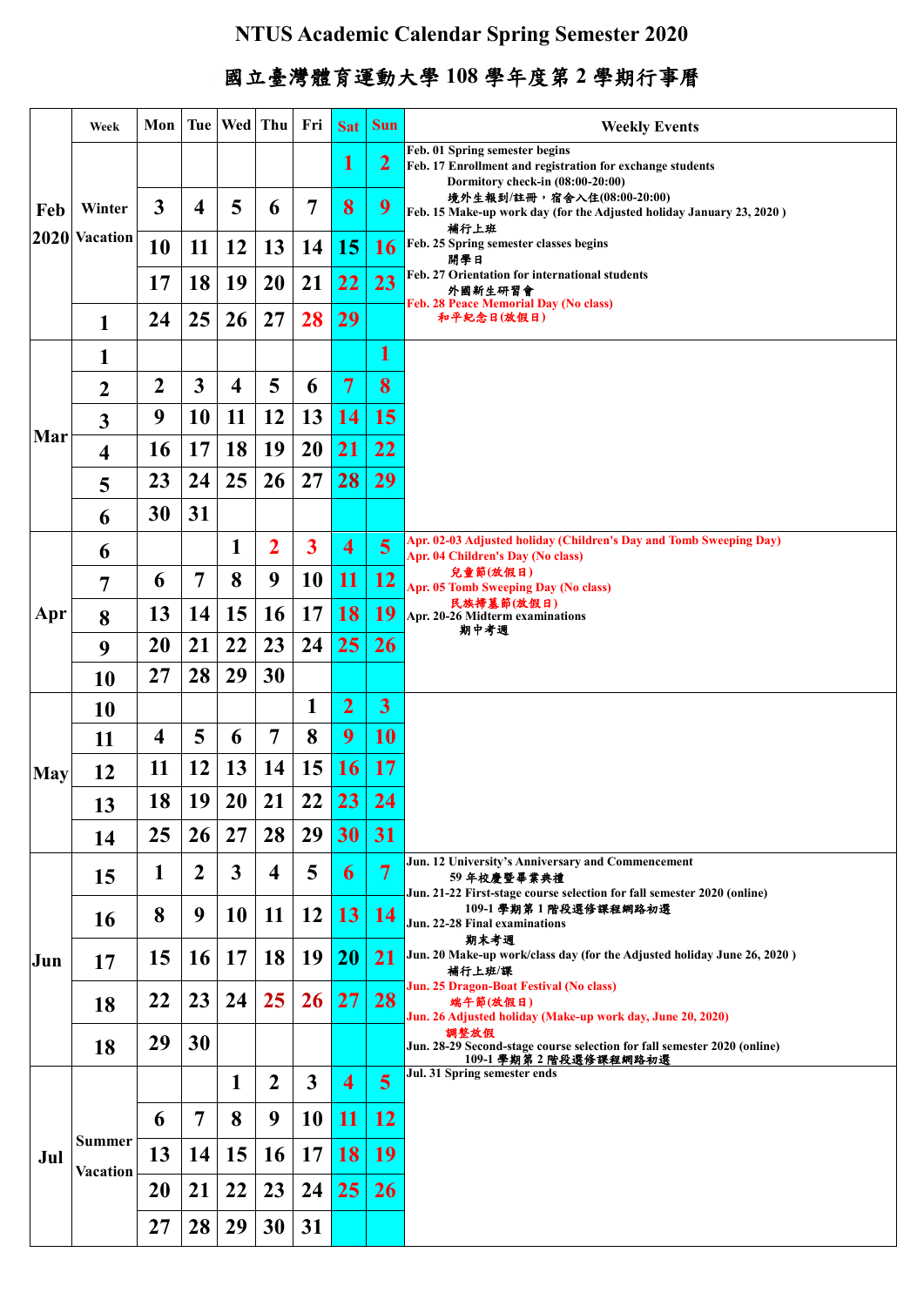# NTUS Academic Calendar Spring Semester 2020

# 國立臺灣體育運動大學 108 學年度第 2 學期行事曆

| | Week | Mon | Tue | Wed | Thu | Fri | Sat | Sun | Weekly Events |
|---|---|---|---|---|---|---|---|---|---|
| Feb 2020 | Winter Vacation | | | | | | 1 | 2 | Feb. 01 Spring semester begins<br>Feb. 17 Enrollment and registration for exchange students<br>Dormitory check-in (08:00-20:00)<br>境外生報到/註冊，宿舍入住(08:00-20:00)<br>Feb. 15 Make-up work day (for the Adjusted holiday January 23, 2020 )<br>補行上班<br>Feb. 25 Spring semester classes begins<br>開學日<br>Feb. 27 Orientation for international students<br>外國新生研習會<br>Feb. 28 Peace Memorial Day (No class)<br>和平紀念日(放假日) |
| | | 3 | 4 | 5 | 6 | 7 | 8 | 9 | |
| | | 10 | 11 | 12 | 13 | 14 | 15 | 16 | |
| | | 17 | 18 | 19 | 20 | 21 | 22 | 23 | |
| | 1 | 24 | 25 | 26 | 27 | 28 | 29 | | |
| Mar | 1 | | | | | | | 1 | |
| | 2 | 2 | 3 | 4 | 5 | 6 | 7 | 8 | |
| | 3 | 9 | 10 | 11 | 12 | 13 | 14 | 15 | |
| | 4 | 16 | 17 | 18 | 19 | 20 | 21 | 22 | |
| | 5 | 23 | 24 | 25 | 26 | 27 | 28 | 29 | |
| | 6 | 30 | 31 | | | | | | |
| Apr | 6 | | | 1 | 2 | 3 | 4 | 5 | Apr. 02-03 Adjusted holiday (Children's Day and Tomb Sweeping Day)<br>Apr. 04 Children's Day (No class)<br>兒童節(放假日)<br>Apr. 05 Tomb Sweeping Day (No class)<br>民族掃墓節(放假日)<br>Apr. 20-26 Midterm examinations<br>期中考週 |
| | 7 | 6 | 7 | 8 | 9 | 10 | 11 | 12 | |
| | 8 | 13 | 14 | 15 | 16 | 17 | 18 | 19 | |
| | 9 | 20 | 21 | 22 | 23 | 24 | 25 | 26 | |
| | 10 | 27 | 28 | 29 | 30 | | | | |
| May | 10 | | | | | 1 | 2 | 3 | |
| | 11 | 4 | 5 | 6 | 7 | 8 | 9 | 10 | |
| | 12 | 11 | 12 | 13 | 14 | 15 | 16 | 17 | |
| | 13 | 18 | 19 | 20 | 21 | 22 | 23 | 24 | |
| | 14 | 25 | 26 | 27 | 28 | 29 | 30 | 31 | |
| Jun | 15 | 1 | 2 | 3 | 4 | 5 | 6 | 7 | Jun. 12 University's Anniversary and Commencement<br>59 年校慶暨畢業典禮<br>Jun. 21-22 First-stage course selection for fall semester 2020 (online)<br>109-1 學期第 1 階段選修課程網路初選<br>Jun. 22-28 Final examinations<br>期末考週<br>Jun. 20 Make-up work/class day (for the Adjusted holiday June 26, 2020 )<br>補行上班/課<br>Jun. 25 Dragon-Boat Festival (No class)<br>端午節(放假日)<br>Jun. 26 Adjusted holiday (Make-up work day, June 20, 2020)<br>調整放假<br>Jun. 28-29 Second-stage course selection for fall semester 2020 (online)<br>109-1 學期第 2 階段選修課程網路初選 |
| | 16 | 8 | 9 | 10 | 11 | 12 | 13 | 14 | |
| | 17 | 15 | 16 | 17 | 18 | 19 | 20 | 21 | |
| | 18 | 22 | 23 | 24 | 25 | 26 | 27 | 28 | |
| | 18 | 29 | 30 | | | | | | |
| Jul | Summer Vacation | | | 1 | 2 | 3 | 4 | 5 | Jul. 31 Spring semester ends |
| | | 6 | 7 | 8 | 9 | 10 | 11 | 12 | |
| | | 13 | 14 | 15 | 16 | 17 | 18 | 19 | |
| | | 20 | 21 | 22 | 23 | 24 | 25 | 26 | |
| | | 27 | 28 | 29 | 30 | 31 | | | |